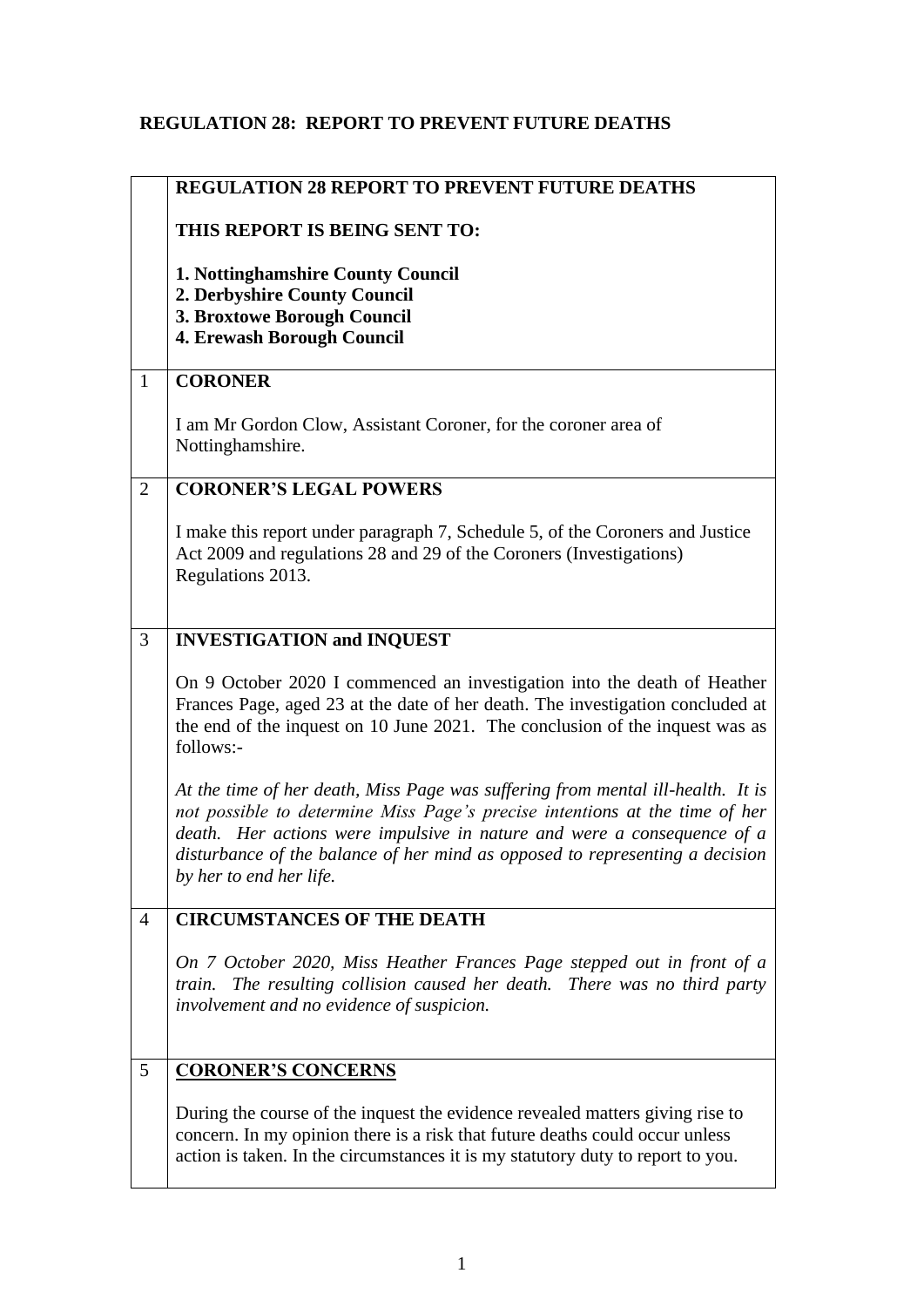## REGULATION 28: REPORT TO PREVENT FUTURE DEATHS

| | |
|---|---|
| | **REGULATION 28 REPORT TO PREVENT FUTURE DEATHS**<br><br>**THIS REPORT IS BEING SENT TO:**<br><br>**1. Nottinghamshire County Council**<br>**2. Derbyshire County Council**<br>**3. Broxtowe Borough Council**<br>**4. Erewash Borough Council** |
| 1 | **CORONER**<br><br>I am Mr Gordon Clow, Assistant Coroner, for the coroner area of Nottinghamshire. |
| 2 | **CORONER'S LEGAL POWERS**<br><br>I make this report under paragraph 7, Schedule 5, of the Coroners and Justice Act 2009 and regulations 28 and 29 of the Coroners (Investigations) Regulations 2013. |
| 3 | **INVESTIGATION and INQUEST**<br><br>On 9 October 2020 I commenced an investigation into the death of Heather Frances Page, aged 23 at the date of her death. The investigation concluded at the end of the inquest on 10 June 2021. The conclusion of the inquest was as follows:-<br><br>*At the time of her death, Miss Page was suffering from mental ill-health. It is not possible to determine Miss Page's precise intentions at the time of her death. Her actions were impulsive in nature and were a consequence of a disturbance of the balance of her mind as opposed to representing a decision by her to end her life.* |
| 4 | **CIRCUMSTANCES OF THE DEATH**<br><br>*On 7 October 2020, Miss Heather Frances Page stepped out in front of a train. The resulting collision caused her death. There was no third party involvement and no evidence of suspicion.* |
| 5 | **CORONER'S CONCERNS**<br><br>During the course of the inquest the evidence revealed matters giving rise to concern. In my opinion there is a risk that future deaths could occur unless action is taken. In the circumstances it is my statutory duty to report to you. |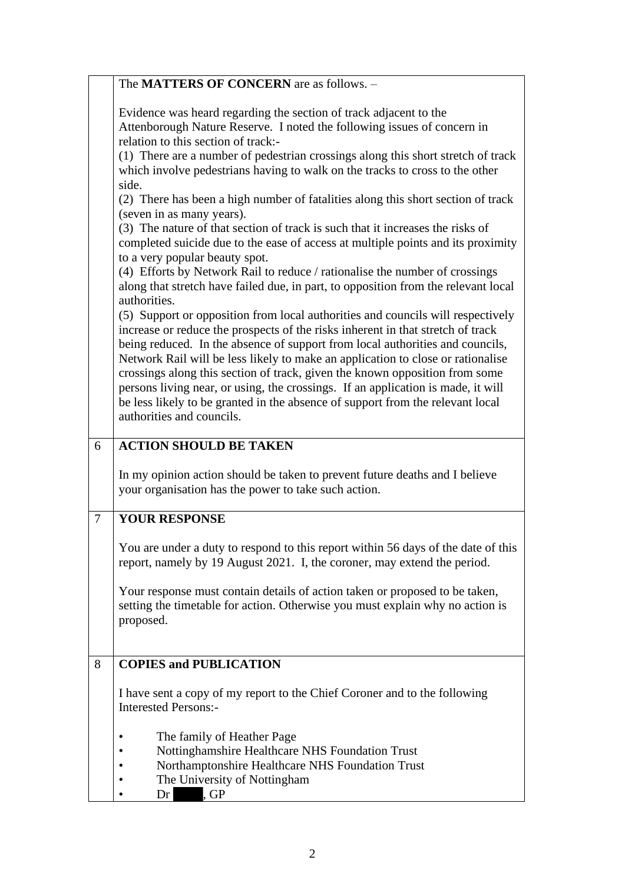The **MATTERS OF CONCERN** are as follows. –

Evidence was heard regarding the section of track adjacent to the Attenborough Nature Reserve. I noted the following issues of concern in relation to this section of track:-

(1) There are a number of pedestrian crossings along this short stretch of track which involve pedestrians having to walk on the tracks to cross to the other side.

(2) There has been a high number of fatalities along this short section of track (seven in as many years).

(3) The nature of that section of track is such that it increases the risks of completed suicide due to the ease of access at multiple points and its proximity to a very popular beauty spot.

(4) Efforts by Network Rail to reduce / rationalise the number of crossings along that stretch have failed due, in part, to opposition from the relevant local authorities.

(5) Support or opposition from local authorities and councils will respectively increase or reduce the prospects of the risks inherent in that stretch of track being reduced. In the absence of support from local authorities and councils, Network Rail will be less likely to make an application to close or rationalise crossings along this section of track, given the known opposition from some persons living near, or using, the crossings. If an application is made, it will be less likely to be granted in the absence of support from the relevant local authorities and councils.

## 6 ACTION SHOULD BE TAKEN

In my opinion action should be taken to prevent future deaths and I believe your organisation has the power to take such action.

## 7 YOUR RESPONSE

You are under a duty to respond to this report within 56 days of the date of this report, namely by 19 August 2021. I, the coroner, may extend the period.

Your response must contain details of action taken or proposed to be taken, setting the timetable for action. Otherwise you must explain why no action is proposed.

## 8 COPIES and PUBLICATION

I have sent a copy of my report to the Chief Coroner and to the following Interested Persons:-

- The family of Heather Page
- Nottinghamshire Healthcare NHS Foundation Trust
- Northamptonshire Healthcare NHS Foundation Trust
- The University of Nottingham
- Dr [REDACTED], GP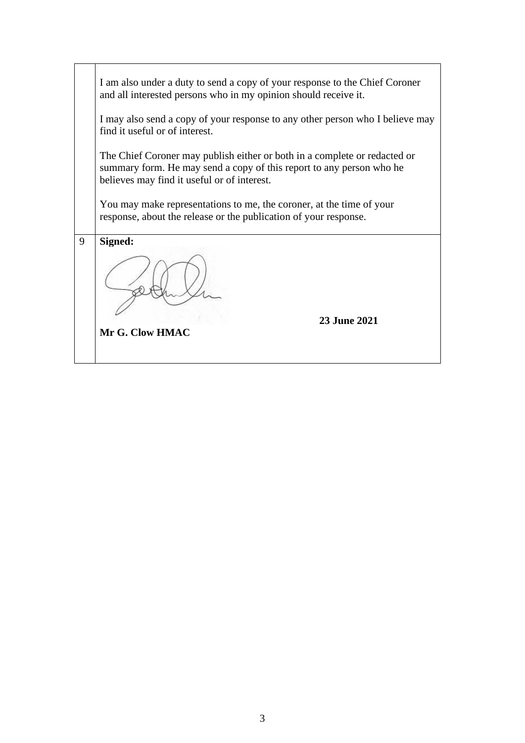| | |
|---|---|
| | I am also under a duty to send a copy of your response to the Chief Coroner and all interested persons who in my opinion should receive it.<br><br>I may also send a copy of your response to any other person who I believe may find it useful or of interest.<br><br>The Chief Coroner may publish either or both in a complete or redacted or summary form. He may send a copy of this report to any person who he believes may find it useful or of interest.<br><br>You may make representations to me, the coroner, at the time of your response, about the release or the publication of your response. |
| 9 | **Signed:**<br><br>**23 June 2021**<br><br>**Mr G. Clow HMAC** |